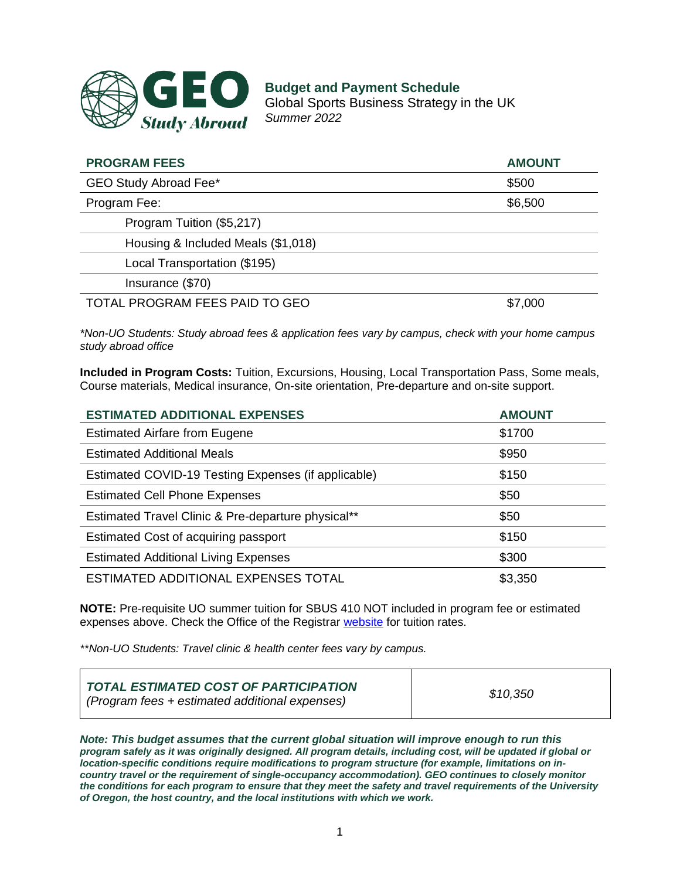# Budget and Payment Schedule

Global Sports Business Strategy in the UK

*Summer 2022*

| PROGRAM FEES | AMOUNT |
|---|---|
| GEO Study Abroad Fee* | $500 |
| Program Fee: | $6,500 |
| Program Tuition ($5,217) | |
| Housing & Included Meals ($1,018) | |
| Local Transportation ($195) | |
| Insurance ($70) | |
| TOTAL PROGRAM FEES PAID TO GEO | $7,000 |

*\*Non-UO Students: Study abroad fees & application fees vary by campus, check with your home campus study abroad office*

**Included in Program Costs:** Tuition, Excursions, Housing, Local Transportation Pass, Some meals, Course materials, Medical insurance, On-site orientation, Pre-departure and on-site support.

| ESTIMATED ADDITIONAL EXPENSES | AMOUNT |
|---|---|
| Estimated Airfare from Eugene | $1700 |
| Estimated Additional Meals | $950 |
| Estimated COVID-19 Testing Expenses (if applicable) | $150 |
| Estimated Cell Phone Expenses | $50 |
| Estimated Travel Clinic & Pre-departure physical** | $50 |
| Estimated Cost of acquiring passport | $150 |
| Estimated Additional Living Expenses | $300 |
| ESTIMATED ADDITIONAL EXPENSES TOTAL | $3,350 |

**NOTE:** Pre-requisite UO summer tuition for SBUS 410 NOT included in program fee or estimated expenses above. Check the Office of the Registrar website for tuition rates.

*\*\*Non-UO Students: Travel clinic & health center fees vary by campus.*

| *TOTAL ESTIMATED COST OF PARTICIPATION (Program fees + estimated additional expenses)* | *$10,350* |
|---|---|

***Note: This budget assumes that the current global situation will improve enough to run this program safely as it was originally designed. All program details, including cost, will be updated if global or location-specific conditions require modifications to program structure (for example, limitations on in-country travel or the requirement of single-occupancy accommodation). GEO continues to closely monitor the conditions for each program to ensure that they meet the safety and travel requirements of the University of Oregon, the host country, and the local institutions with which we work.***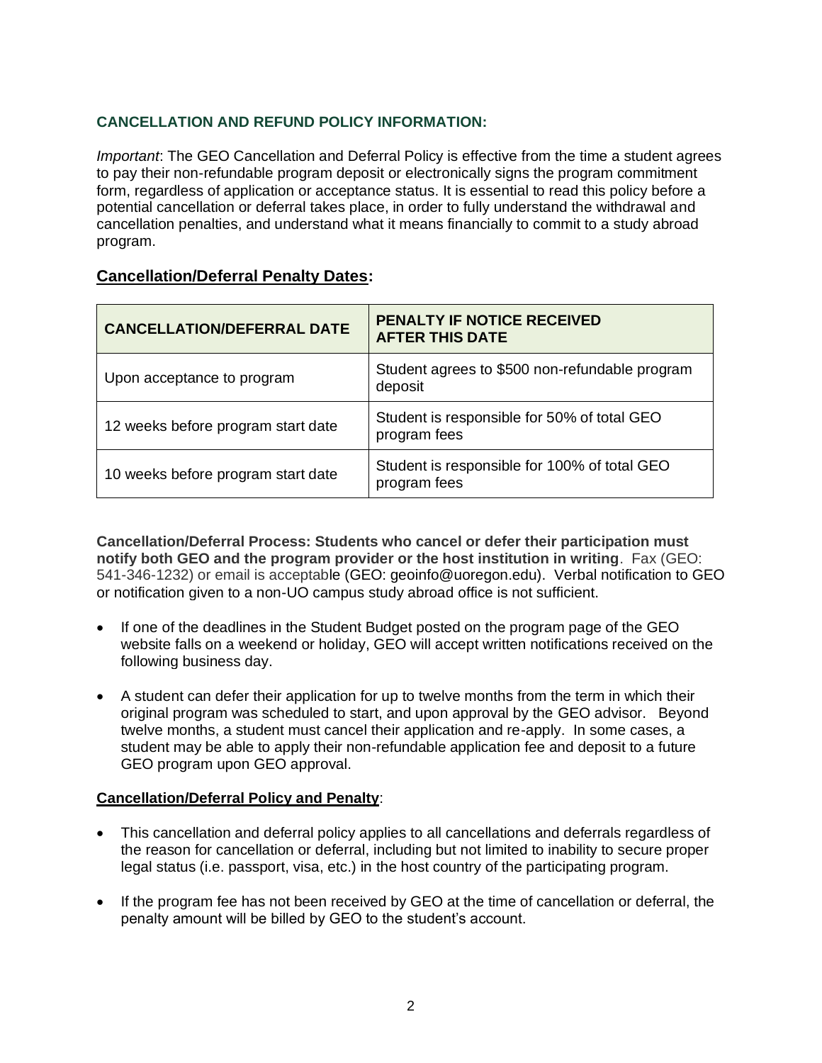### CANCELLATION AND REFUND POLICY INFORMATION:

*Important*: The GEO Cancellation and Deferral Policy is effective from the time a student agrees to pay their non-refundable program deposit or electronically signs the program commitment form, regardless of application or acceptance status. It is essential to read this policy before a potential cancellation or deferral takes place, in order to fully understand the withdrawal and cancellation penalties, and understand what it means financially to commit to a study abroad program.

## Cancellation/Deferral Penalty Dates:

| CANCELLATION/DEFERRAL DATE | PENALTY IF NOTICE RECEIVED AFTER THIS DATE |
|---|---|
| Upon acceptance to program | Student agrees to $500 non-refundable program deposit |
| 12 weeks before program start date | Student is responsible for 50% of total GEO program fees |
| 10 weeks before program start date | Student is responsible for 100% of total GEO program fees |

**Cancellation/Deferral Process: Students who cancel or defer their participation must notify both GEO and the program provider or the host institution in writing**. Fax (GEO: 541-346-1232) or email is acceptable (GEO: geoinfo@uoregon.edu). Verbal notification to GEO or notification given to a non-UO campus study abroad office is not sufficient.

- If one of the deadlines in the Student Budget posted on the program page of the GEO website falls on a weekend or holiday, GEO will accept written notifications received on the following business day.
- A student can defer their application for up to twelve months from the term in which their original program was scheduled to start, and upon approval by the GEO advisor. Beyond twelve months, a student must cancel their application and re-apply. In some cases, a student may be able to apply their non-refundable application fee and deposit to a future GEO program upon GEO approval.

**Cancellation/Deferral Policy and Penalty**:

- This cancellation and deferral policy applies to all cancellations and deferrals regardless of the reason for cancellation or deferral, including but not limited to inability to secure proper legal status (i.e. passport, visa, etc.) in the host country of the participating program.
- If the program fee has not been received by GEO at the time of cancellation or deferral, the penalty amount will be billed by GEO to the student's account.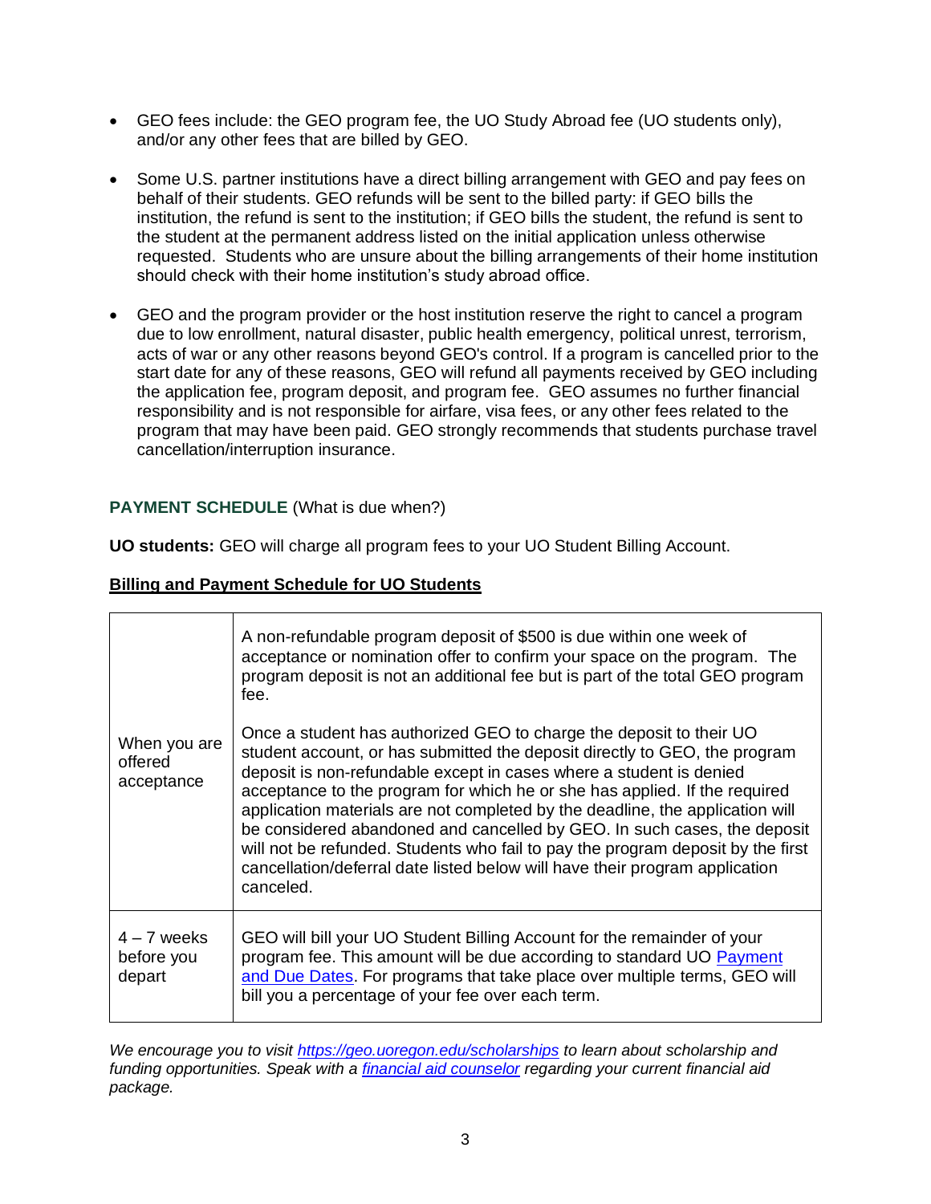- GEO fees include: the GEO program fee, the UO Study Abroad fee (UO students only), and/or any other fees that are billed by GEO.

- Some U.S. partner institutions have a direct billing arrangement with GEO and pay fees on behalf of their students. GEO refunds will be sent to the billed party: if GEO bills the institution, the refund is sent to the institution; if GEO bills the student, the refund is sent to the student at the permanent address listed on the initial application unless otherwise requested. Students who are unsure about the billing arrangements of their home institution should check with their home institution's study abroad office.

- GEO and the program provider or the host institution reserve the right to cancel a program due to low enrollment, natural disaster, public health emergency, political unrest, terrorism, acts of war or any other reasons beyond GEO's control. If a program is cancelled prior to the start date for any of these reasons, GEO will refund all payments received by GEO including the application fee, program deposit, and program fee. GEO assumes no further financial responsibility and is not responsible for airfare, visa fees, or any other fees related to the program that may have been paid. GEO strongly recommends that students purchase travel cancellation/interruption insurance.

## PAYMENT SCHEDULE (What is due when?)

**UO students:** GEO will charge all program fees to your UO Student Billing Account.

**Billing and Payment Schedule for UO Students**

| | |
|---|---|
| When you are offered acceptance | A non-refundable program deposit of $500 is due within one week of acceptance or nomination offer to confirm your space on the program. The program deposit is not an additional fee but is part of the total GEO program fee.<br><br>Once a student has authorized GEO to charge the deposit to their UO student account, or has submitted the deposit directly to GEO, the program deposit is non-refundable except in cases where a student is denied acceptance to the program for which he or she has applied. If the required application materials are not completed by the deadline, the application will be considered abandoned and cancelled by GEO. In such cases, the deposit will not be refunded. Students who fail to pay the program deposit by the first cancellation/deferral date listed below will have their program application canceled. |
| 4 – 7 weeks before you depart | GEO will bill your UO Student Billing Account for the remainder of your program fee. This amount will be due according to standard UO Payment and Due Dates. For programs that take place over multiple terms, GEO will bill you a percentage of your fee over each term. |

*We encourage you to visit https://geo.uoregon.edu/scholarships to learn about scholarship and funding opportunities. Speak with a financial aid counselor regarding your current financial aid package.*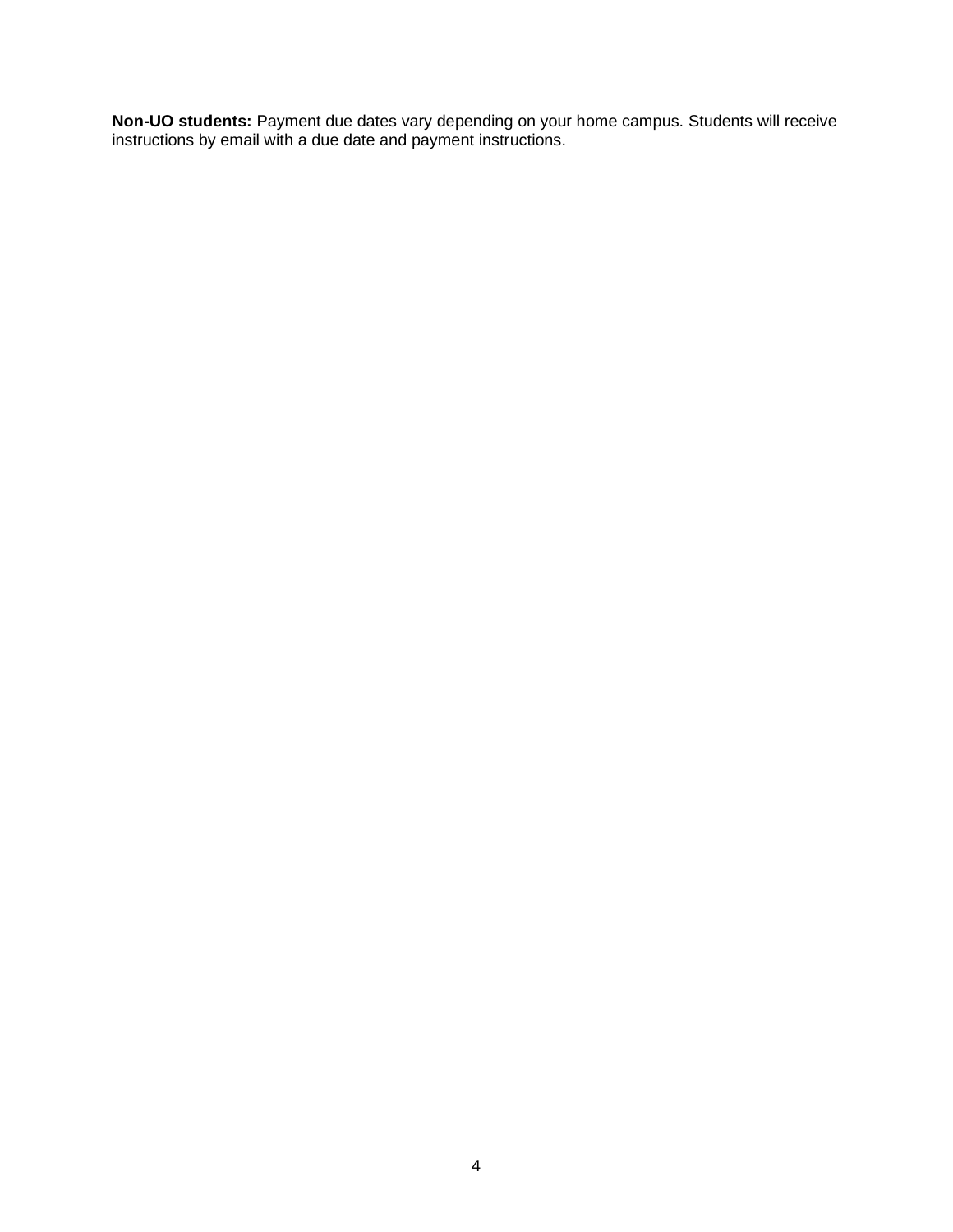**Non-UO students:** Payment due dates vary depending on your home campus. Students will receive instructions by email with a due date and payment instructions.